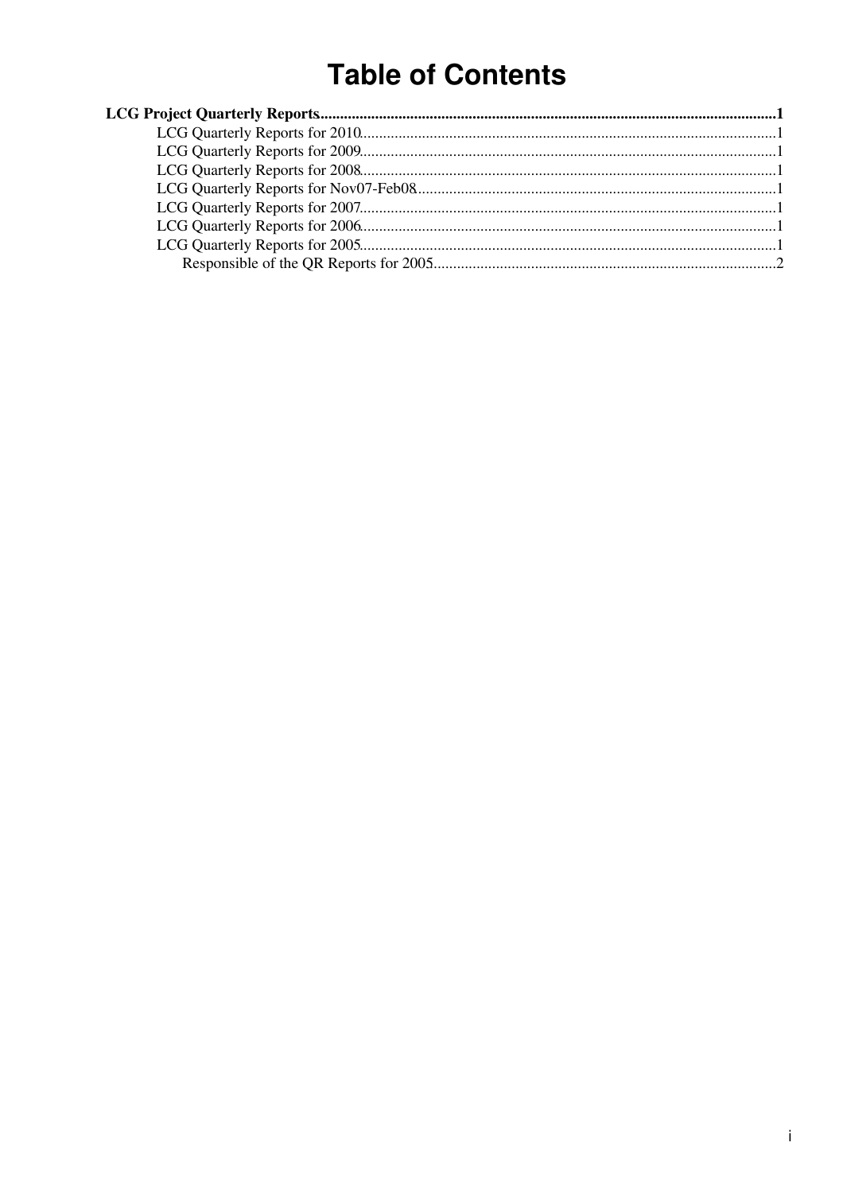# Table of Contents

**LCG Project Quarterly Reports**......1

- LCG Quarterly Reports for 2010......1
- LCG Quarterly Reports for 2009......1
- LCG Quarterly Reports for 2008......1
- LCG Quarterly Reports for Nov07-Feb08......1
- LCG Quarterly Reports for 2007......1
- LCG Quarterly Reports for 2006......1
- LCG Quarterly Reports for 2005......1
  - Responsible of the QR Reports for 2005......2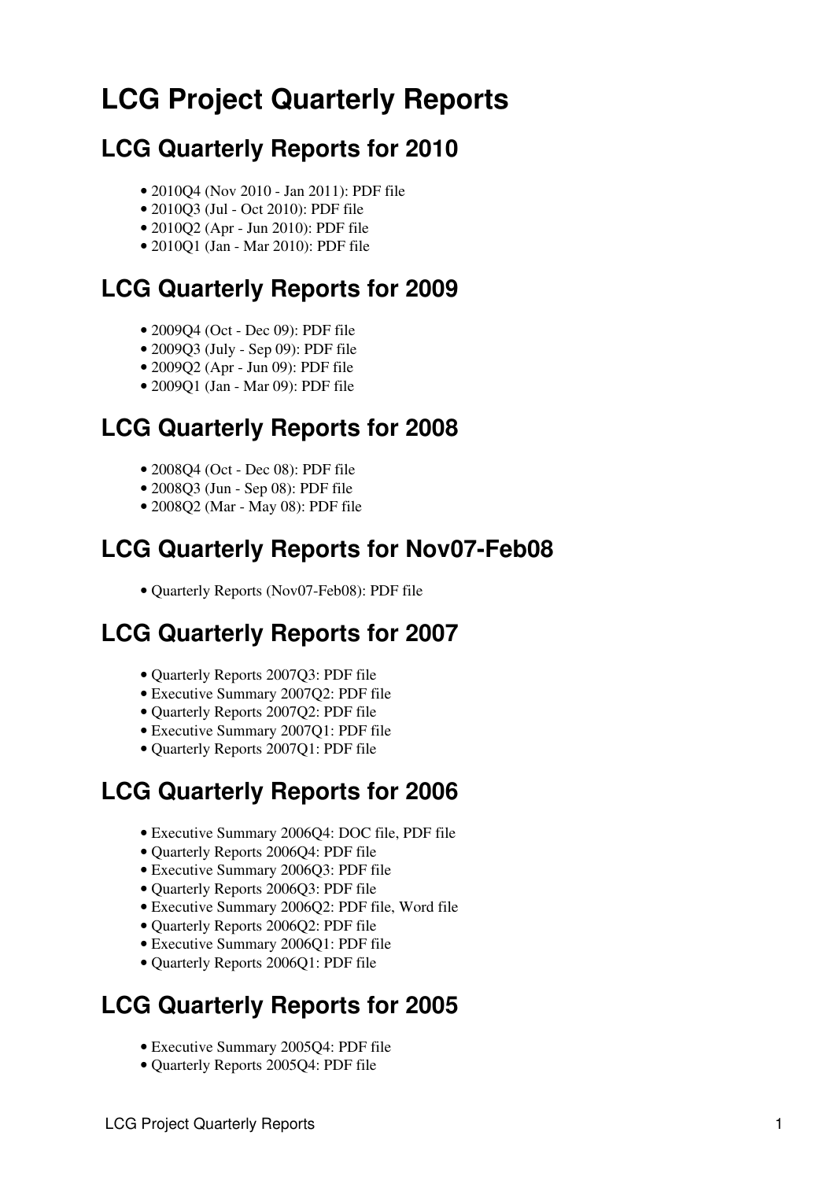# LCG Project Quarterly Reports

## LCG Quarterly Reports for 2010

- 2010Q4 (Nov 2010 - Jan 2011): PDF file
- 2010Q3 (Jul - Oct 2010): PDF file
- 2010Q2 (Apr - Jun 2010): PDF file
- 2010Q1 (Jan - Mar 2010): PDF file

## LCG Quarterly Reports for 2009

- 2009Q4 (Oct - Dec 09): PDF file
- 2009Q3 (July - Sep 09): PDF file
- 2009Q2 (Apr - Jun 09): PDF file
- 2009Q1 (Jan - Mar 09): PDF file

## LCG Quarterly Reports for 2008

- 2008Q4 (Oct - Dec 08): PDF file
- 2008Q3 (Jun - Sep 08): PDF file
- 2008Q2 (Mar - May 08): PDF file

## LCG Quarterly Reports for Nov07-Feb08

- Quarterly Reports (Nov07-Feb08): PDF file

## LCG Quarterly Reports for 2007

- Quarterly Reports 2007Q3: PDF file
- Executive Summary 2007Q2: PDF file
- Quarterly Reports 2007Q2: PDF file
- Executive Summary 2007Q1: PDF file
- Quarterly Reports 2007Q1: PDF file

## LCG Quarterly Reports for 2006

- Executive Summary 2006Q4: DOC file, PDF file
- Quarterly Reports 2006Q4: PDF file
- Executive Summary 2006Q3: PDF file
- Quarterly Reports 2006Q3: PDF file
- Executive Summary 2006Q2: PDF file, Word file
- Quarterly Reports 2006Q2: PDF file
- Executive Summary 2006Q1: PDF file
- Quarterly Reports 2006Q1: PDF file

## LCG Quarterly Reports for 2005

- Executive Summary 2005Q4: PDF file
- Quarterly Reports 2005Q4: PDF file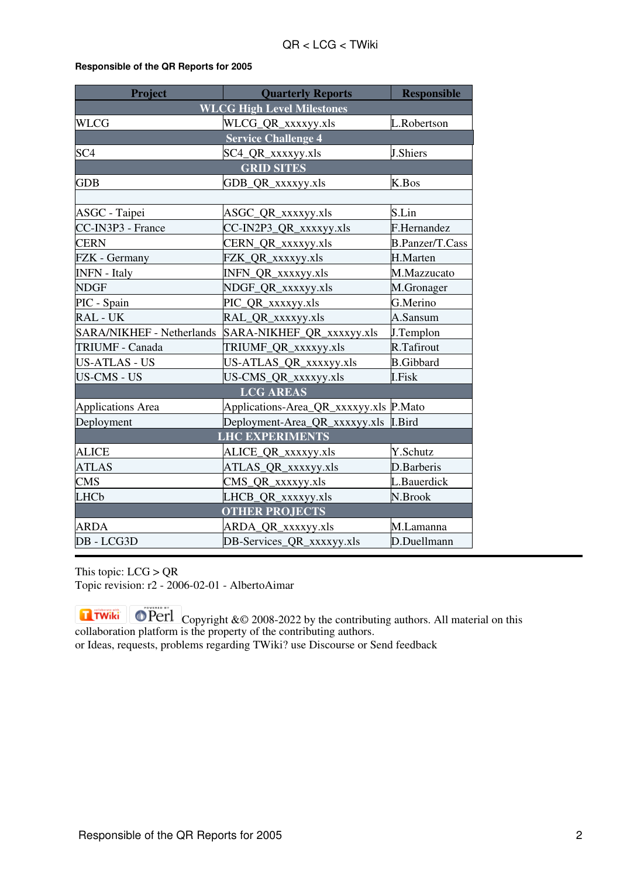**Responsible of the QR Reports for 2005**

| Project | Quarterly Reports | Responsible |
|---|---|---|
| **WLCG High Level Milestones** | | |
| WLCG | WLCG_QR_xxxxyy.xls | L.Robertson |
| **Service Challenge 4** | | |
| SC4 | SC4_QR_xxxxyy.xls | J.Shiers |
| **GRID SITES** | | |
| GDB | GDB_QR_xxxxyy.xls | K.Bos |
| | | |
| ASGC - Taipei | ASGC_QR_xxxxyy.xls | S.Lin |
| CC-IN3P3 - France | CC-IN2P3_QR_xxxxyy.xls | F.Hernandez |
| CERN | CERN_QR_xxxxyy.xls | B.Panzer/T.Cass |
| FZK - Germany | FZK_QR_xxxxyy.xls | H.Marten |
| INFN - Italy | INFN_QR_xxxxyy.xls | M.Mazzucato |
| NDGF | NDGF_QR_xxxxyy.xls | M.Gronager |
| PIC - Spain | PIC_QR_xxxxyy.xls | G.Merino |
| RAL - UK | RAL_QR_xxxxyy.xls | A.Sansum |
| SARA/NIKHEF - Netherlands | SARA-NIKHEF_QR_xxxxyy.xls | J.Templon |
| TRIUMF - Canada | TRIUMF_QR_xxxxyy.xls | R.Tafirout |
| US-ATLAS - US | US-ATLAS_QR_xxxxyy.xls | B.Gibbard |
| US-CMS - US | US-CMS_QR_xxxxyy.xls | I.Fisk |
| **LCG AREAS** | | |
| Applications Area | Applications-Area_QR_xxxxyy.xls | P.Mato |
| Deployment | Deployment-Area_QR_xxxxyy.xls | I.Bird |
| **LHC EXPERIMENTS** | | |
| ALICE | ALICE_QR_xxxxyy.xls | Y.Schutz |
| ATLAS | ATLAS_QR_xxxxyy.xls | D.Barberis |
| CMS | CMS_QR_xxxxyy.xls | L.Bauerdick |
| LHCb | LHCB_QR_xxxxyy.xls | N.Brook |
| **OTHER PROJECTS** | | |
| ARDA | ARDA_QR_xxxxyy.xls | M.Lamanna |
| DB - LCG3D | DB-Services_QR_xxxxyy.xls | D.Duellmann |

This topic: LCG > QR
Topic revision: r2 - 2006-02-01 - AlbertoAimar

Copyright &© 2008-2022 by the contributing authors. All material on this collaboration platform is the property of the contributing authors.
or Ideas, requests, problems regarding TWiki? use Discourse or Send feedback